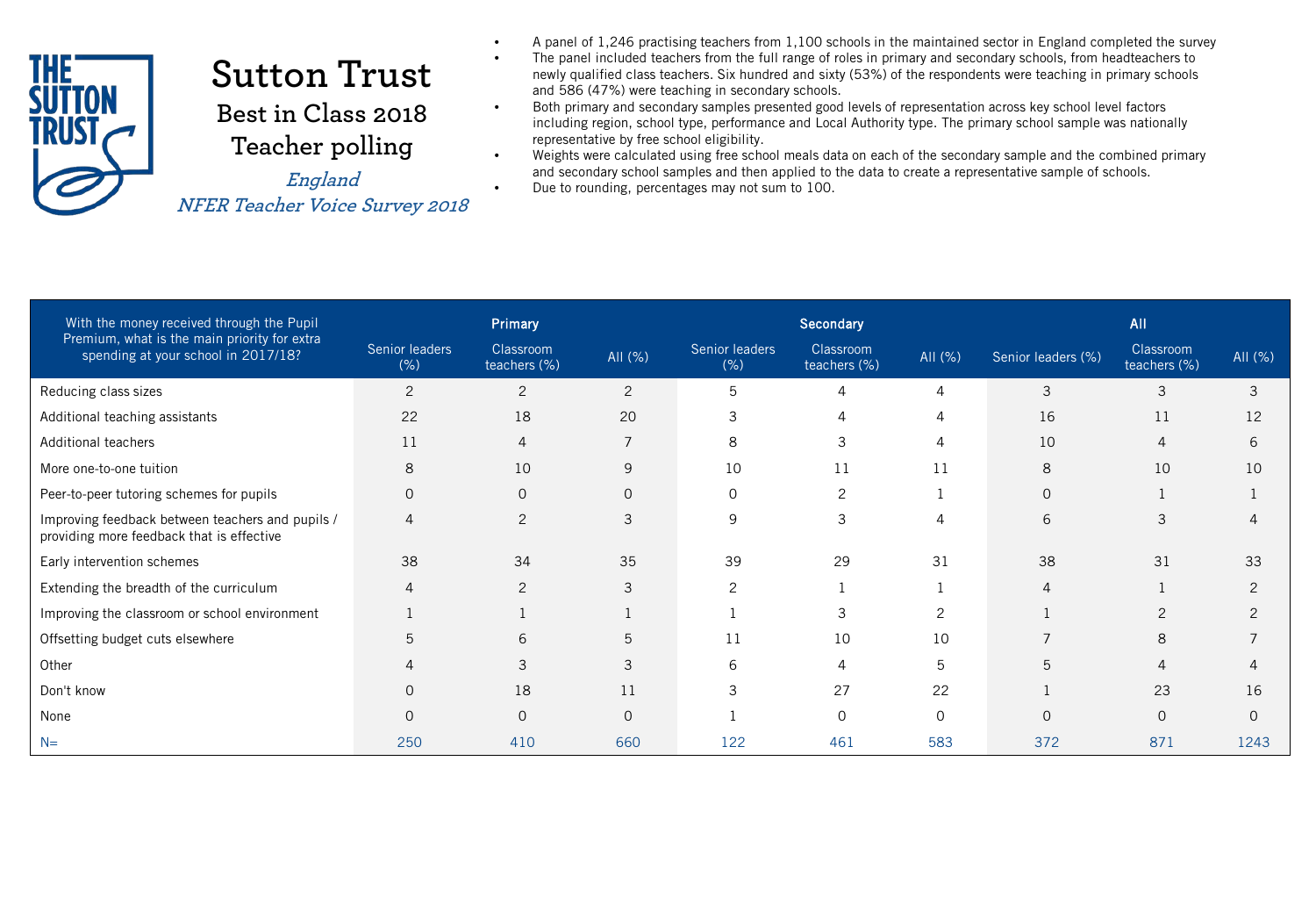# Sutton Trust

## Best in Class 2018

## Teacher polling

*England*

*NFER Teacher Voice Survey 2018*

- A panel of 1,246 practising teachers from 1,100 schools in the maintained sector in England completed the survey
- The panel included teachers from the full range of roles in primary and secondary schools, from headteachers to newly qualified class teachers. Six hundred and sixty (53%) of the respondents were teaching in primary schools and 586 (47%) were teaching in secondary schools.
- Both primary and secondary samples presented good levels of representation across key school level factors including region, school type, performance and Local Authority type. The primary school sample was nationally representative by free school eligibility.
- Weights were calculated using free school meals data on each of the secondary sample and the combined primary and secondary school samples and then applied to the data to create a representative sample of schools.
- Due to rounding, percentages may not sum to 100.

| With the money received through the Pupil Premium, what is the main priority for extra spending at your school in 2017/18? | Primary | | | Secondary | | | All | | |
|---|---|---|---|---|---|---|---|---|---|
| | Senior leaders (%) | Classroom teachers (%) | All (%) | Senior leaders (%) | Classroom teachers (%) | All (%) | Senior leaders (%) | Classroom teachers (%) | All (%) |
| Reducing class sizes | 2 | 2 | 2 | 5 | 4 | 4 | 3 | 3 | 3 |
| Additional teaching assistants | 22 | 18 | 20 | 3 | 4 | 4 | 16 | 11 | 12 |
| Additional teachers | 11 | 4 | 7 | 8 | 3 | 4 | 10 | 4 | 6 |
| More one-to-one tuition | 8 | 10 | 9 | 10 | 11 | 11 | 8 | 10 | 10 |
| Peer-to-peer tutoring schemes for pupils | 0 | 0 | 0 | 0 | 2 | 1 | 0 | 1 | 1 |
| Improving feedback between teachers and pupils / providing more feedback that is effective | 4 | 2 | 3 | 9 | 3 | 4 | 6 | 3 | 4 |
| Early intervention schemes | 38 | 34 | 35 | 39 | 29 | 31 | 38 | 31 | 33 |
| Extending the breadth of the curriculum | 4 | 2 | 3 | 2 | 1 | 1 | 4 | 1 | 2 |
| Improving the classroom or school environment | 1 | 1 | 1 | 1 | 3 | 2 | 1 | 2 | 2 |
| Offsetting budget cuts elsewhere | 5 | 6 | 5 | 11 | 10 | 10 | 7 | 8 | 7 |
| Other | 4 | 3 | 3 | 6 | 4 | 5 | 5 | 4 | 4 |
| Don't know | 0 | 18 | 11 | 3 | 27 | 22 | 1 | 23 | 16 |
| None | 0 | 0 | 0 | 1 | 0 | 0 | 0 | 0 | 0 |
| N= | 250 | 410 | 660 | 122 | 461 | 583 | 372 | 871 | 1243 |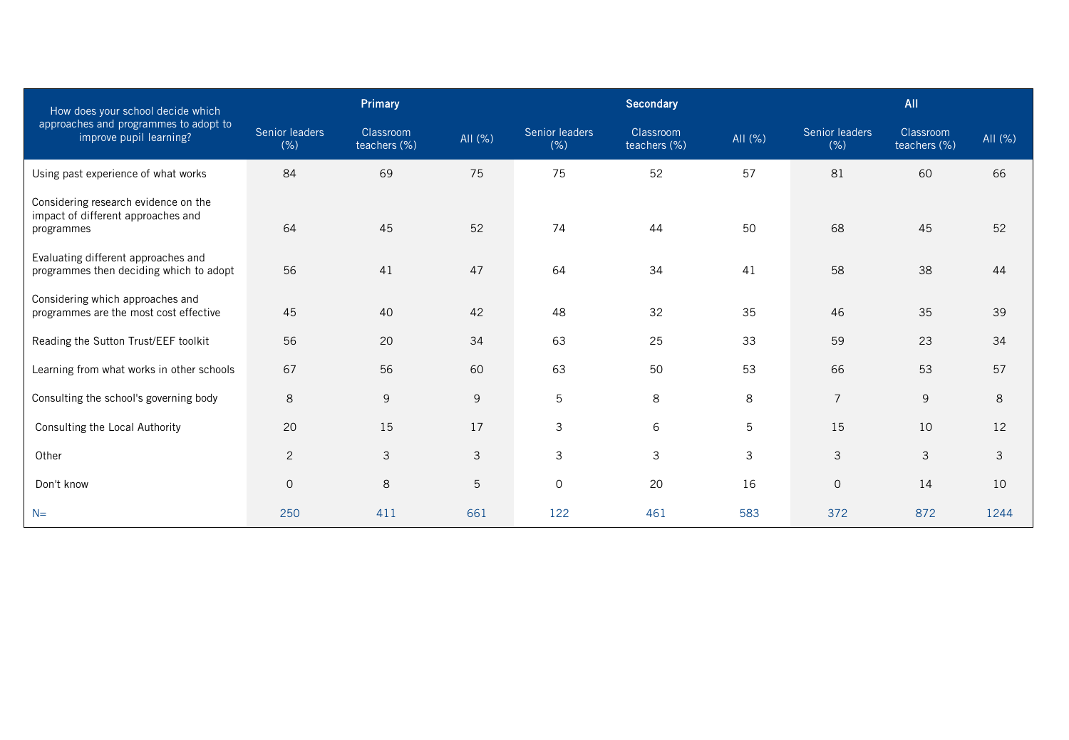| How does your school decide which approaches and programmes to adopt to improve pupil learning? | Primary | | | Secondary | | | All | | |
|---|---|---|---|---|---|---|---|---|---|
| | Senior leaders (%) | Classroom teachers (%) | All (%) | Senior leaders (%) | Classroom teachers (%) | All (%) | Senior leaders (%) | Classroom teachers (%) | All (%) |
| Using past experience of what works | 84 | 69 | 75 | 75 | 52 | 57 | 81 | 60 | 66 |
| Considering research evidence on the impact of different approaches and programmes | 64 | 45 | 52 | 74 | 44 | 50 | 68 | 45 | 52 |
| Evaluating different approaches and programmes then deciding which to adopt | 56 | 41 | 47 | 64 | 34 | 41 | 58 | 38 | 44 |
| Considering which approaches and programmes are the most cost effective | 45 | 40 | 42 | 48 | 32 | 35 | 46 | 35 | 39 |
| Reading the Sutton Trust/EEF toolkit | 56 | 20 | 34 | 63 | 25 | 33 | 59 | 23 | 34 |
| Learning from what works in other schools | 67 | 56 | 60 | 63 | 50 | 53 | 66 | 53 | 57 |
| Consulting the school's governing body | 8 | 9 | 9 | 5 | 8 | 8 | 7 | 9 | 8 |
| Consulting the Local Authority | 20 | 15 | 17 | 3 | 6 | 5 | 15 | 10 | 12 |
| Other | 2 | 3 | 3 | 3 | 3 | 3 | 3 | 3 | 3 |
| Don't know | 0 | 8 | 5 | 0 | 20 | 16 | 0 | 14 | 10 |
| N= | 250 | 411 | 661 | 122 | 461 | 583 | 372 | 872 | 1244 |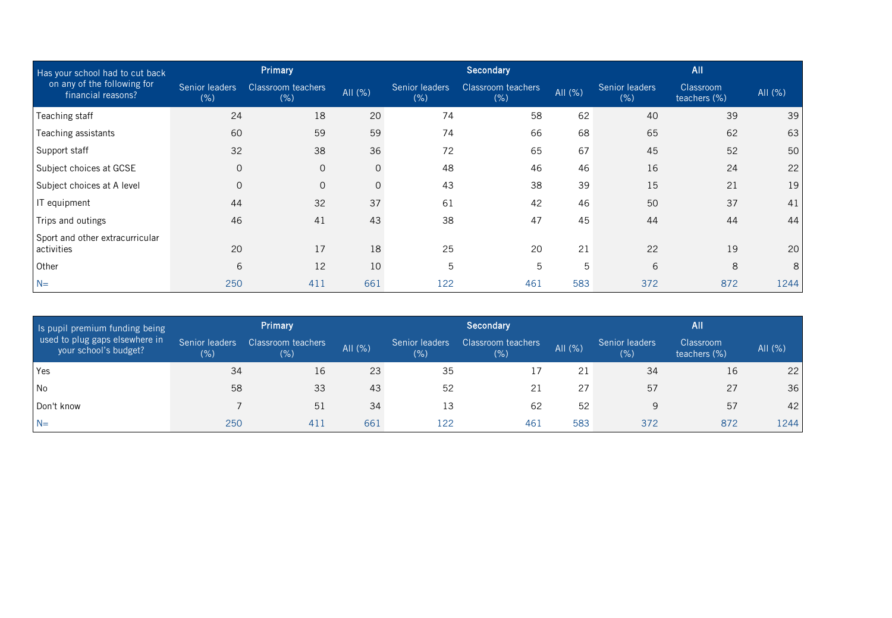| Has your school had to cut back on any of the following for financial reasons? | Primary | | | Secondary | | | All | | |
|---|---|---|---|---|---|---|---|---|---|
| | Senior leaders (%) | Classroom teachers (%) | All (%) | Senior leaders (%) | Classroom teachers (%) | All (%) | Senior leaders (%) | Classroom teachers (%) | All (%) |
| Teaching staff | 24 | 18 | 20 | 74 | 58 | 62 | 40 | 39 | 39 |
| Teaching assistants | 60 | 59 | 59 | 74 | 66 | 68 | 65 | 62 | 63 |
| Support staff | 32 | 38 | 36 | 72 | 65 | 67 | 45 | 52 | 50 |
| Subject choices at GCSE | 0 | 0 | 0 | 48 | 46 | 46 | 16 | 24 | 22 |
| Subject choices at A level | 0 | 0 | 0 | 43 | 38 | 39 | 15 | 21 | 19 |
| IT equipment | 44 | 32 | 37 | 61 | 42 | 46 | 50 | 37 | 41 |
| Trips and outings | 46 | 41 | 43 | 38 | 47 | 45 | 44 | 44 | 44 |
| Sport and other extracurricular activities | 20 | 17 | 18 | 25 | 20 | 21 | 22 | 19 | 20 |
| Other | 6 | 12 | 10 | 5 | 5 | 5 | 6 | 8 | 8 |
| N= | 250 | 411 | 661 | 122 | 461 | 583 | 372 | 872 | 1244 |

| Is pupil premium funding being used to plug gaps elsewhere in your school's budget? | Primary | | | Secondary | | | All | | |
|---|---|---|---|---|---|---|---|---|---|
| | Senior leaders (%) | Classroom teachers (%) | All (%) | Senior leaders (%) | Classroom teachers (%) | All (%) | Senior leaders (%) | Classroom teachers (%) | All (%) |
| Yes | 34 | 16 | 23 | 35 | 17 | 21 | 34 | 16 | 22 |
| No | 58 | 33 | 43 | 52 | 21 | 27 | 57 | 27 | 36 |
| Don't know | 7 | 51 | 34 | 13 | 62 | 52 | 9 | 57 | 42 |
| N= | 250 | 411 | 661 | 122 | 461 | 583 | 372 | 872 | 1244 |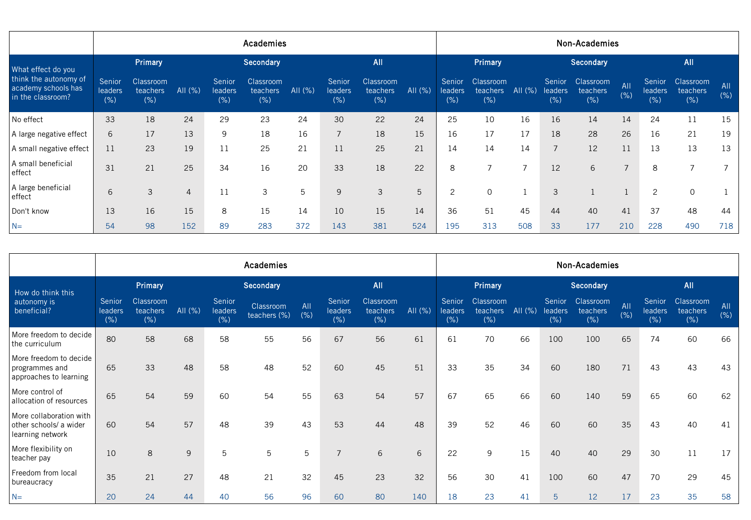| What effect do you think the autonomy of academy schools has in the classroom? | Academies | | | | | | | | | Non-Academies | | | | | | | | |
|---|---|---|---|---|---|---|---|---|---|---|---|---|---|---|---|---|---|---|
| | Primary | | | Secondary | | | All | | | Primary | | | Secondary | | | All | | |
| | Senior leaders (%) | Classroom teachers (%) | All (%) | Senior leaders (%) | Classroom teachers (%) | All (%) | Senior leaders (%) | Classroom teachers (%) | All (%) | Senior leaders (%) | Classroom teachers (%) | All (%) | Senior leaders (%) | Classroom teachers (%) | All (%) | Senior leaders (%) | Classroom teachers (%) | All (%) |
| No effect | 33 | 18 | 24 | 29 | 23 | 24 | 30 | 22 | 24 | 25 | 10 | 16 | 16 | 14 | 14 | 24 | 11 | 15 |
| A large negative effect | 6 | 17 | 13 | 9 | 18 | 16 | 7 | 18 | 15 | 16 | 17 | 17 | 18 | 28 | 26 | 16 | 21 | 19 |
| A small negative effect | 11 | 23 | 19 | 11 | 25 | 21 | 11 | 25 | 21 | 14 | 14 | 14 | 7 | 12 | 11 | 13 | 13 | 13 |
| A small beneficial effect | 31 | 21 | 25 | 34 | 16 | 20 | 33 | 18 | 22 | 8 | 7 | 7 | 12 | 6 | 7 | 8 | 7 | 7 |
| A large beneficial effect | 6 | 3 | 4 | 11 | 3 | 5 | 9 | 3 | 5 | 2 | 0 | 1 | 3 | 1 | 1 | 2 | 0 | 1 |
| Don't know | 13 | 16 | 15 | 8 | 15 | 14 | 10 | 15 | 14 | 36 | 51 | 45 | 44 | 40 | 41 | 37 | 48 | 44 |
| N= | 54 | 98 | 152 | 89 | 283 | 372 | 143 | 381 | 524 | 195 | 313 | 508 | 33 | 177 | 210 | 228 | 490 | 718 |

| How do think this autonomy is beneficial? | Academies | | | | | | | | | Non-Academies | | | | | | | | |
|---|---|---|---|---|---|---|---|---|---|---|---|---|---|---|---|---|---|---|
| | Primary | | | Secondary | | | All | | | Primary | | | Secondary | | | All | | |
| | Senior leaders (%) | Classroom teachers (%) | All (%) | Senior leaders (%) | Classroom teachers (%) | All (%) | Senior leaders (%) | Classroom teachers (%) | All (%) | Senior leaders (%) | Classroom teachers (%) | All (%) | Senior leaders (%) | Classroom teachers (%) | All (%) | Senior leaders (%) | Classroom teachers (%) | All (%) |
| More freedom to decide the curriculum | 80 | 58 | 68 | 58 | 55 | 56 | 67 | 56 | 61 | 61 | 70 | 66 | 100 | 100 | 65 | 74 | 60 | 66 |
| More freedom to decide programmes and approaches to learning | 65 | 33 | 48 | 58 | 48 | 52 | 60 | 45 | 51 | 33 | 35 | 34 | 60 | 180 | 71 | 43 | 43 | 43 |
| More control of allocation of resources | 65 | 54 | 59 | 60 | 54 | 55 | 63 | 54 | 57 | 67 | 65 | 66 | 60 | 140 | 59 | 65 | 60 | 62 |
| More collaboration with other schools/ a wider learning network | 60 | 54 | 57 | 48 | 39 | 43 | 53 | 44 | 48 | 39 | 52 | 46 | 60 | 60 | 35 | 43 | 40 | 41 |
| More flexibility on teacher pay | 10 | 8 | 9 | 5 | 5 | 5 | 7 | 6 | 6 | 22 | 9 | 15 | 40 | 40 | 29 | 30 | 11 | 17 |
| Freedom from local bureaucracy | 35 | 21 | 27 | 48 | 21 | 32 | 45 | 23 | 32 | 56 | 30 | 41 | 100 | 60 | 47 | 70 | 29 | 45 |
| N= | 20 | 24 | 44 | 40 | 56 | 96 | 60 | 80 | 140 | 18 | 23 | 41 | 5 | 12 | 17 | 23 | 35 | 58 |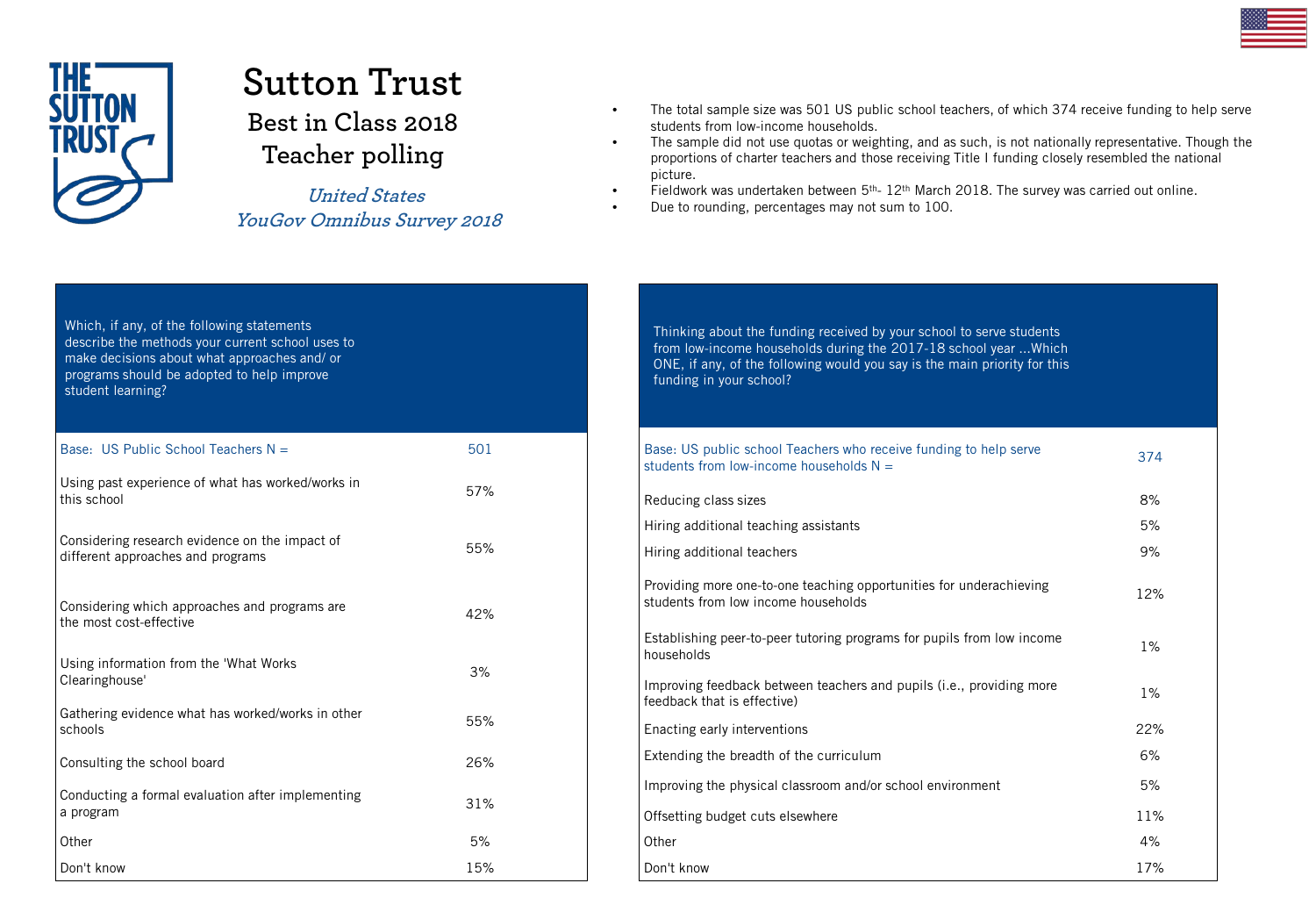# Sutton Trust

## Best in Class 2018

## Teacher polling

*United States*
*YouGov Omnibus Survey 2018*

- The total sample size was 501 US public school teachers, of which 374 receive funding to help serve students from low-income households.
- The sample did not use quotas or weighting, and as such, is not nationally representative. Though the proportions of charter teachers and those receiving Title I funding closely resembled the national picture.
- Fieldwork was undertaken between 5th- 12th March 2018. The survey was carried out online.
- Due to rounding, percentages may not sum to 100.

| Which, if any, of the following statements describe the methods your current school uses to make decisions about what approaches and/ or programs should be adopted to help improve student learning? | |
|---|---|
| Base: US Public School Teachers N = | 501 |
| Using past experience of what has worked/works in this school | 57% |
| Considering research evidence on the impact of different approaches and programs | 55% |
| Considering which approaches and programs are the most cost-effective | 42% |
| Using information from the 'What Works Clearinghouse' | 3% |
| Gathering evidence what has worked/works in other schools | 55% |
| Consulting the school board | 26% |
| Conducting a formal evaluation after implementing a program | 31% |
| Other | 5% |
| Don't know | 15% |

| Thinking about the funding received by your school to serve students from low-income households during the 2017-18 school year ...Which ONE, if any, of the following would you say is the main priority for this funding in your school? | |
|---|---|
| Base: US public school Teachers who receive funding to help serve students from low-income households N = | 374 |
| Reducing class sizes | 8% |
| Hiring additional teaching assistants | 5% |
| Hiring additional teachers | 9% |
| Providing more one-to-one teaching opportunities for underachieving students from low income households | 12% |
| Establishing peer-to-peer tutoring programs for pupils from low income households | 1% |
| Improving feedback between teachers and pupils (i.e., providing more feedback that is effective) | 1% |
| Enacting early interventions | 22% |
| Extending the breadth of the curriculum | 6% |
| Improving the physical classroom and/or school environment | 5% |
| Offsetting budget cuts elsewhere | 11% |
| Other | 4% |
| Don't know | 17% |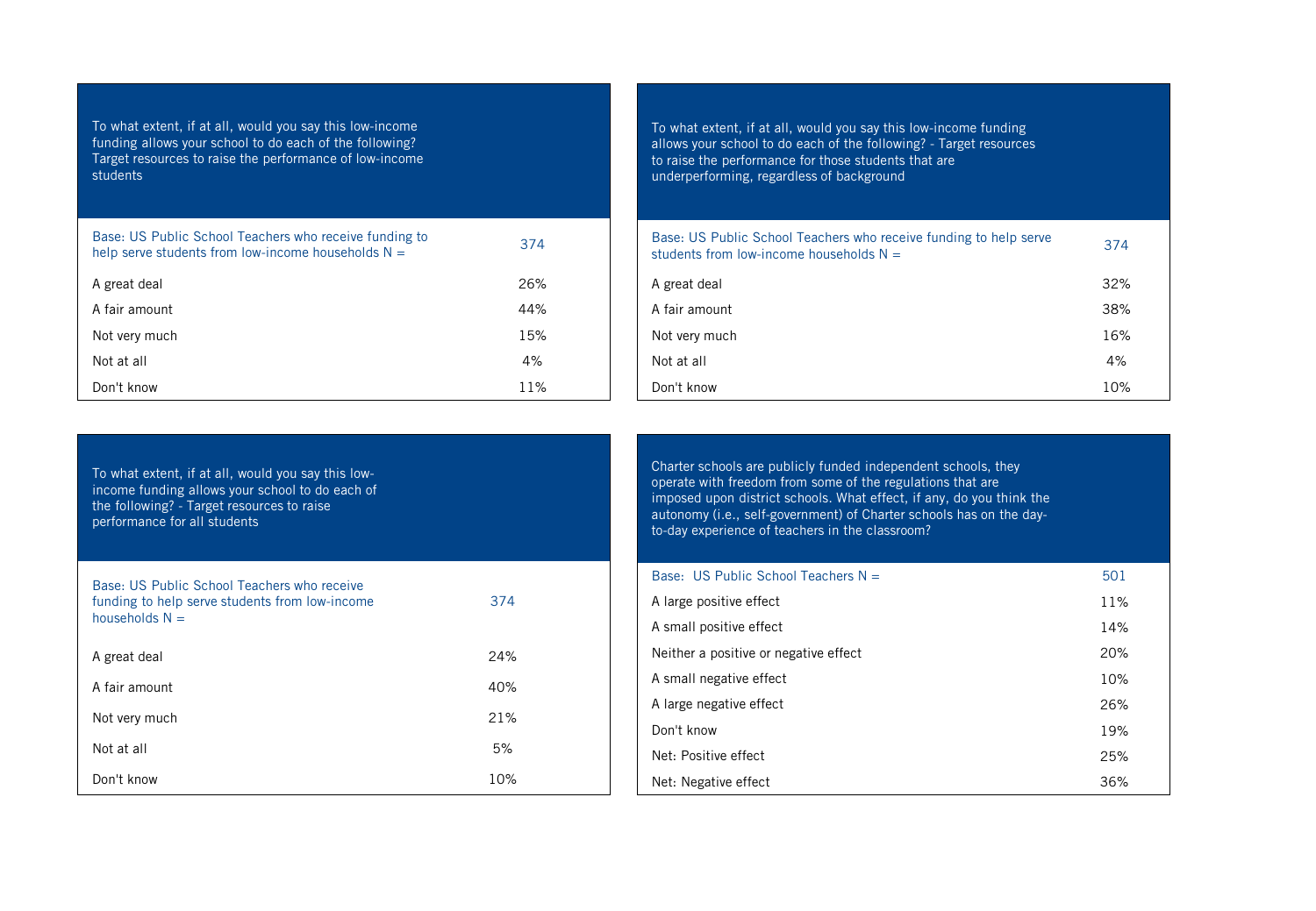| To what extent, if at all, would you say this low-income funding allows your school to do each of the following? Target resources to raise the performance of low-income students | |
|---|---|
| Base: US Public School Teachers who receive funding to help serve students from low-income households N = | 374 |
| A great deal | 26% |
| A fair amount | 44% |
| Not very much | 15% |
| Not at all | 4% |
| Don't know | 11% |

| To what extent, if at all, would you say this low-income funding allows your school to do each of the following? - Target resources to raise the performance for those students that are underperforming, regardless of background | |
|---|---|
| Base: US Public School Teachers who receive funding to help serve students from low-income households N = | 374 |
| A great deal | 32% |
| A fair amount | 38% |
| Not very much | 16% |
| Not at all | 4% |
| Don't know | 10% |

| To what extent, if at all, would you say this low-income funding allows your school to do each of the following? - Target resources to raise performance for all students | |
|---|---|
| Base: US Public School Teachers who receive funding to help serve students from low-income households N = | 374 |
| A great deal | 24% |
| A fair amount | 40% |
| Not very much | 21% |
| Not at all | 5% |
| Don't know | 10% |

| Charter schools are publicly funded independent schools, they operate with freedom from some of the regulations that are imposed upon district schools. What effect, if any, do you think the autonomy (i.e., self-government) of Charter schools has on the day-to-day experience of teachers in the classroom? | |
|---|---|
| Base: US Public School Teachers N = | 501 |
| A large positive effect | 11% |
| A small positive effect | 14% |
| Neither a positive or negative effect | 20% |
| A small negative effect | 10% |
| A large negative effect | 26% |
| Don't know | 19% |
| Net: Positive effect | 25% |
| Net: Negative effect | 36% |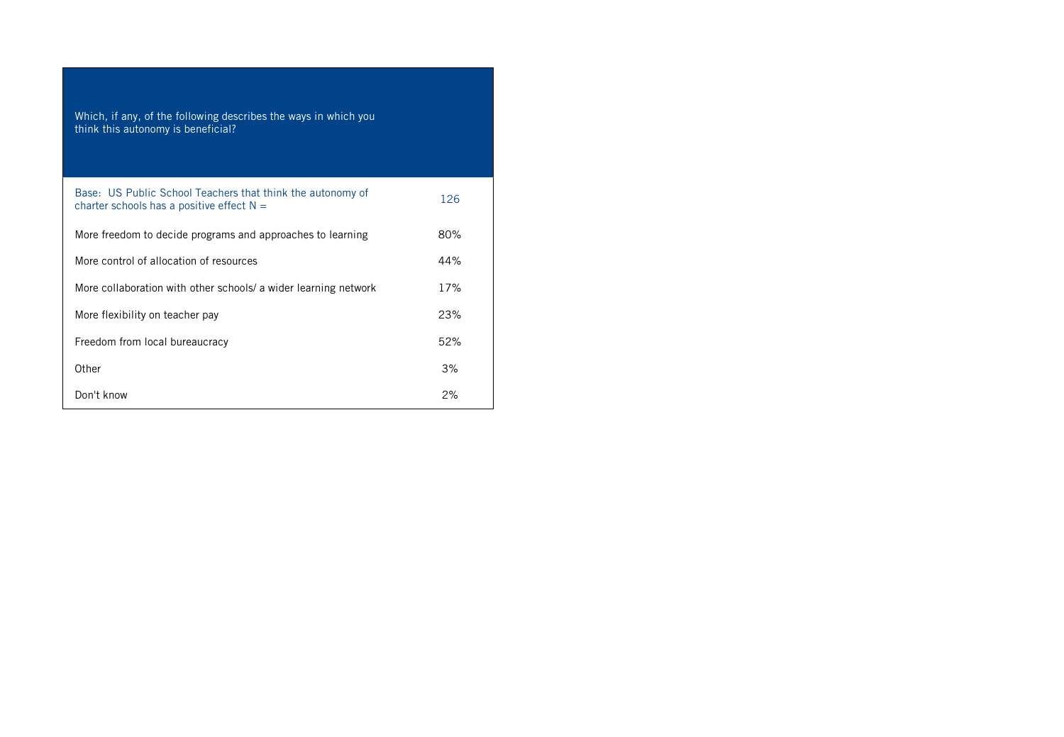| Which, if any, of the following describes the ways in which you think this autonomy is beneficial? | |
|---|---|
| Base: US Public School Teachers that think the autonomy of charter schools has a positive effect N = | 126 |
| More freedom to decide programs and approaches to learning | 80% |
| More control of allocation of resources | 44% |
| More collaboration with other schools/ a wider learning network | 17% |
| More flexibility on teacher pay | 23% |
| Freedom from local bureaucracy | 52% |
| Other | 3% |
| Don't know | 2% |